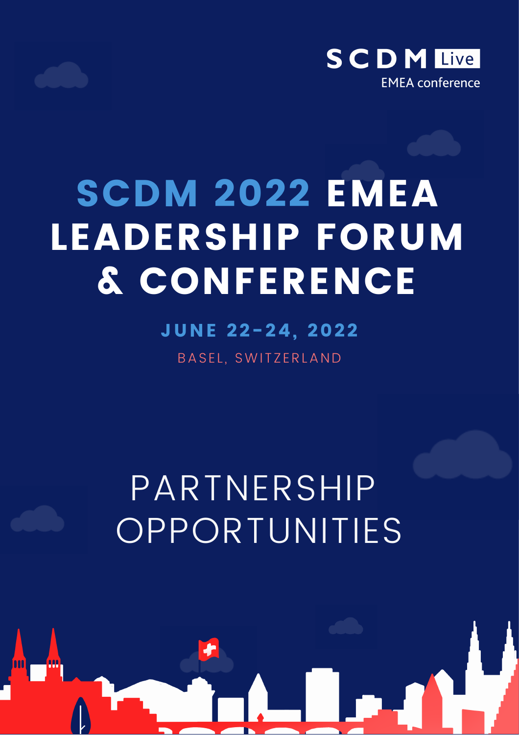SCDM Live

EMEA conference

# SCDM 2022 EMEA LEADERSHIP FORUM & CONFERENCE

**JUNE 22-24, 2022**

BASEL, SWITZERLAND

## PARTNERSHIP OPPORTUNITIES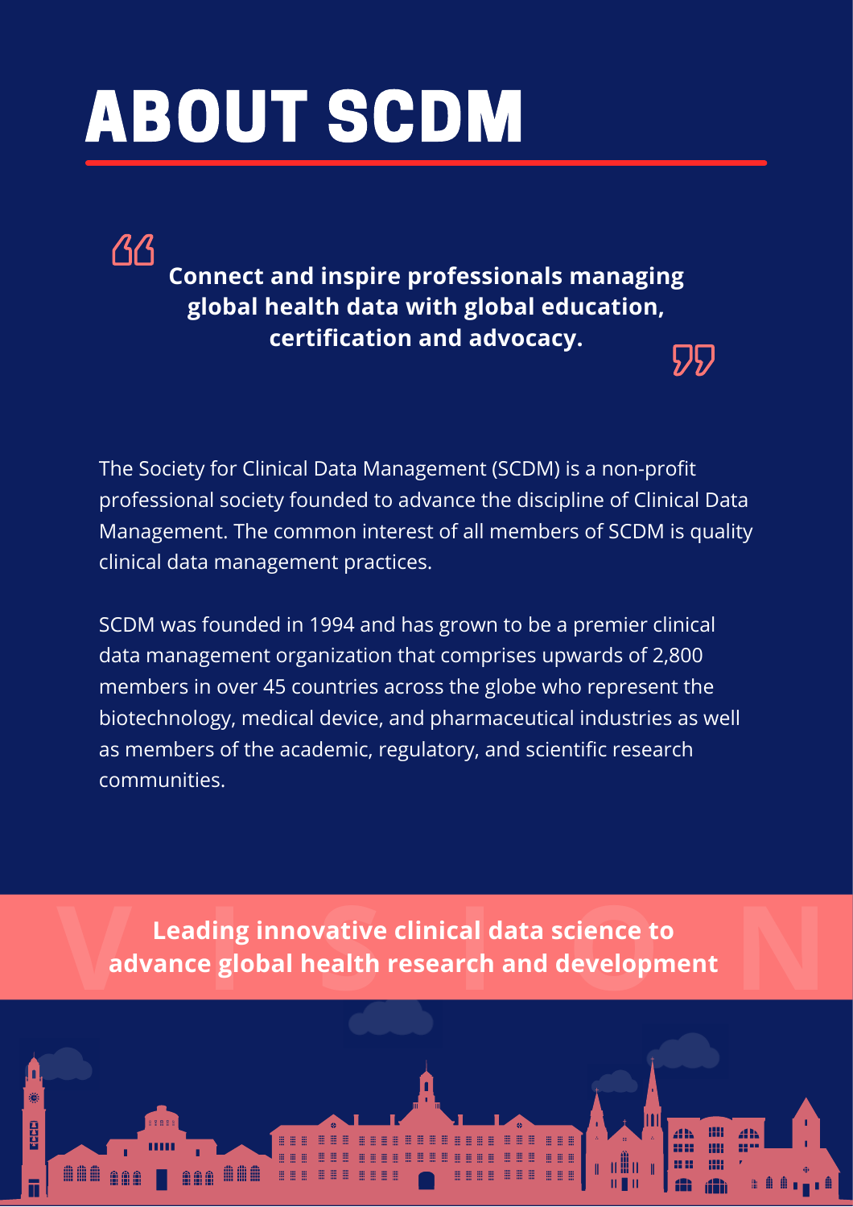# ABOUT SCDM

> **Connect and inspire professionals managing global health data with global education, certification and advocacy.**

The Society for Clinical Data Management (SCDM) is a non-profit professional society founded to advance the discipline of Clinical Data Management. The common interest of all members of SCDM is quality clinical data management practices.

SCDM was founded in 1994 and has grown to be a premier clinical data management organization that comprises upwards of 2,800 members in over 45 countries across the globe who represent the biotechnology, medical device, and pharmaceutical industries as well as members of the academic, regulatory, and scientific research communities.

VISION

**Leading innovative clinical data science to advance global health research and development**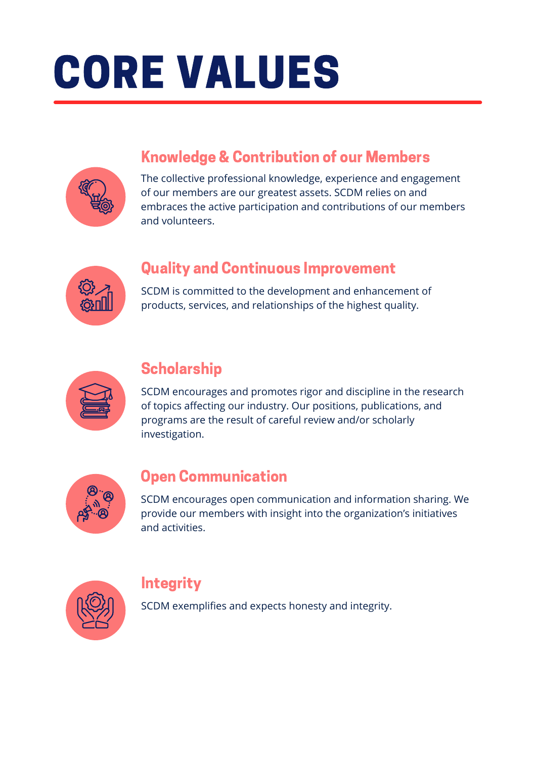# CORE VALUES

## Knowledge & Contribution of our Members

The collective professional knowledge, experience and engagement of our members are our greatest assets. SCDM relies on and embraces the active participation and contributions of our members and volunteers.

## Quality and Continuous Improvement

SCDM is committed to the development and enhancement of products, services, and relationships of the highest quality.

## Scholarship

SCDM encourages and promotes rigor and discipline in the research of topics affecting our industry. Our positions, publications, and programs are the result of careful review and/or scholarly investigation.

## Open Communication

SCDM encourages open communication and information sharing. We provide our members with insight into the organization's initiatives and activities.

## Integrity

SCDM exemplifies and expects honesty and integrity.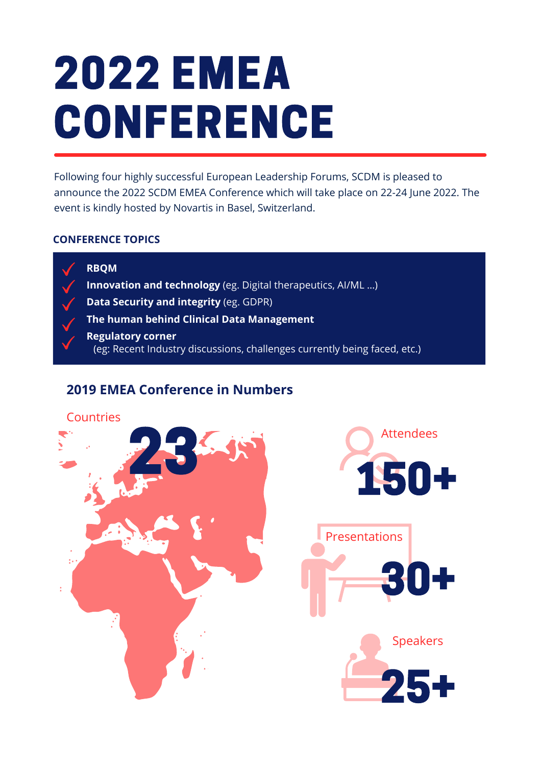# 2022 EMEA CONFERENCE

Following four highly successful European Leadership Forums, SCDM is pleased to announce the 2022 SCDM EMEA Conference which will take place on 22-24 June 2022. The event is kindly hosted by Novartis in Basel, Switzerland.

### CONFERENCE TOPICS

- **RBQM**
- **Innovation and technology** (eg. Digital therapeutics, AI/ML ...)
- **Data Security and integrity** (eg. GDPR)
- **The human behind Clinical Data Management**
- **Regulatory corner**
  (eg: Recent Industry discussions, challenges currently being faced, etc.)

## 2019 EMEA Conference in Numbers

Countries
**23**

Attendees
**150+**

Presentations
**30+**

Speakers
**25+**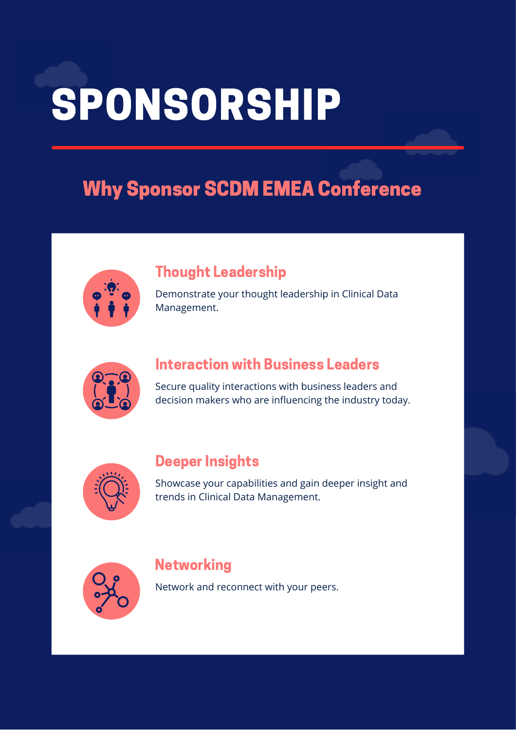# SPONSORSHIP

## Why Sponsor SCDM EMEA Conference

### Thought Leadership

Demonstrate your thought leadership in Clinical Data Management.

### Interaction with Business Leaders

Secure quality interactions with business leaders and decision makers who are influencing the industry today.

### Deeper Insights

Showcase your capabilities and gain deeper insight and trends in Clinical Data Management.

### Networking

Network and reconnect with your peers.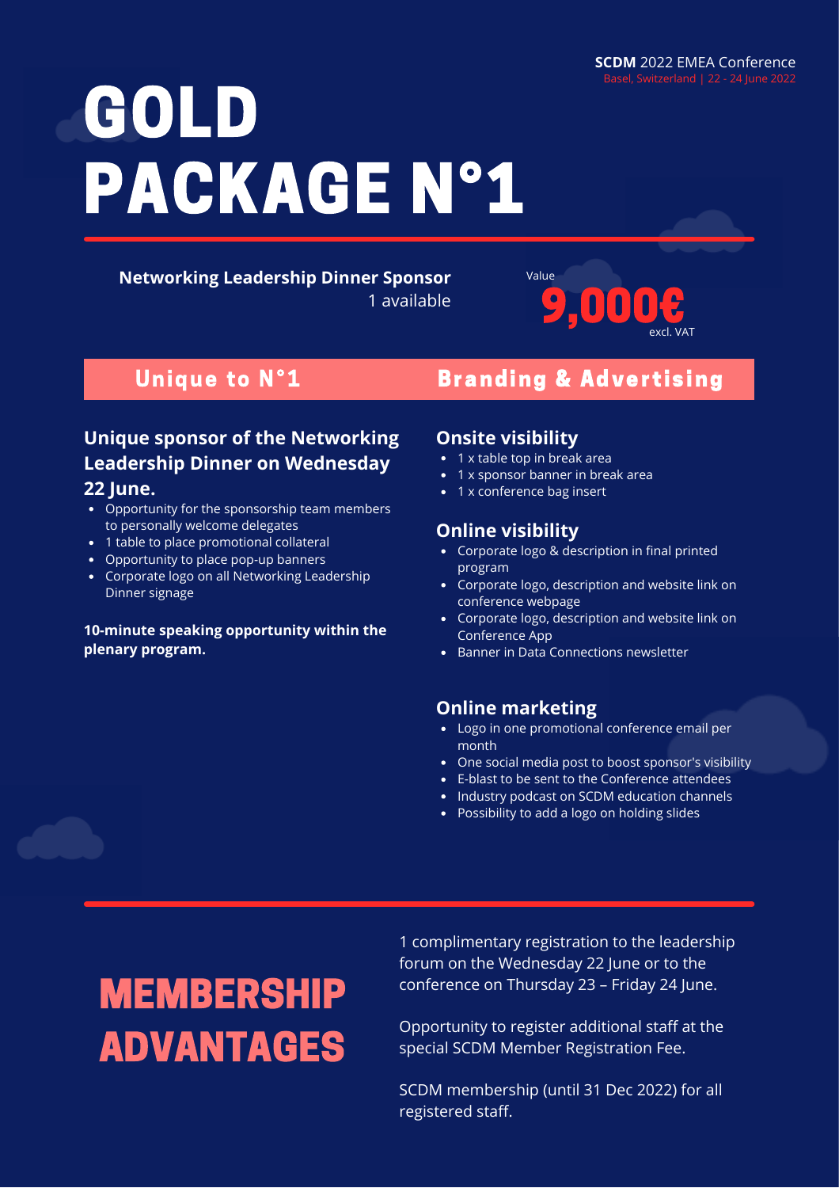**SCDM** 2022 EMEA Conference
Basel, Switzerland | 22 - 24 June 2022

# GOLD PACKAGE N°1

**Networking Leadership Dinner Sponsor**
1 available

Value
**9,000€**
excl. VAT

## Unique to N°1

### Unique sponsor of the Networking Leadership Dinner on Wednesday 22 June.

- Opportunity for the sponsorship team members to personally welcome delegates
- 1 table to place promotional collateral
- Opportunity to place pop-up banners
- Corporate logo on all Networking Leadership Dinner signage

**10-minute speaking opportunity within the plenary program.**

## Branding & Advertising

### Onsite visibility

- 1 x table top in break area
- 1 x sponsor banner in break area
- 1 x conference bag insert

### Online visibility

- Corporate logo & description in final printed program
- Corporate logo, description and website link on conference webpage
- Corporate logo, description and website link on Conference App
- Banner in Data Connections newsletter

### Online marketing

- Logo in one promotional conference email per month
- One social media post to boost sponsor's visibility
- E-blast to be sent to the Conference attendees
- Industry podcast on SCDM education channels
- Possibility to add a logo on holding slides

## MEMBERSHIP ADVANTAGES

1 complimentary registration to the leadership forum on the Wednesday 22 June or to the conference on Thursday 23 – Friday 24 June.

Opportunity to register additional staff at the special SCDM Member Registration Fee.

SCDM membership (until 31 Dec 2022) for all registered staff.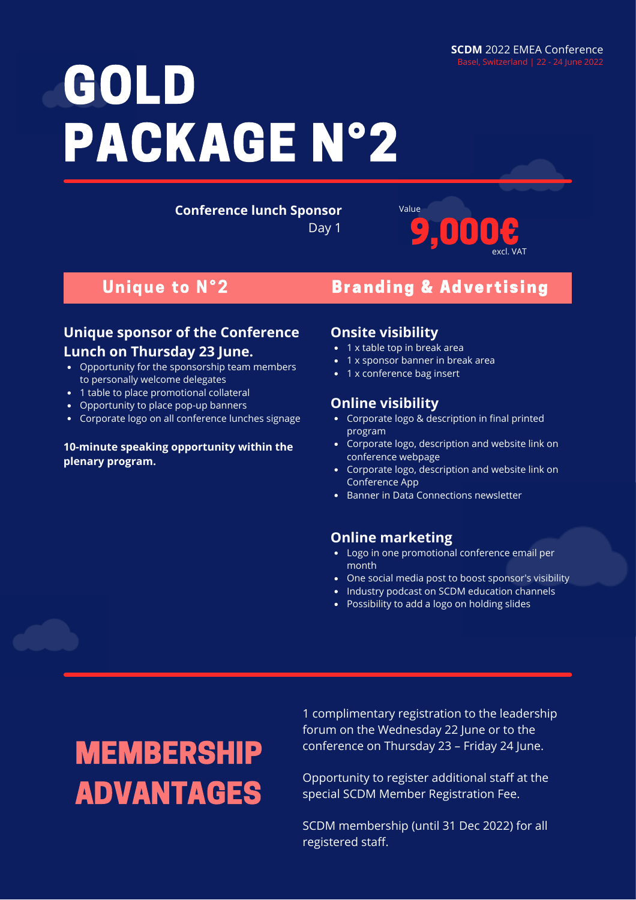**SCDM** 2022 EMEA Conference
Basel, Switzerland | 22 - 24 June 2022

# GOLD PACKAGE N°2

**Conference lunch Sponsor**
Day 1

Value
**9,000€**
excl. VAT

## Unique to N°2

### Unique sponsor of the Conference Lunch on Thursday 23 June.

- Opportunity for the sponsorship team members to personally welcome delegates
- 1 table to place promotional collateral
- Opportunity to place pop-up banners
- Corporate logo on all conference lunches signage

**10-minute speaking opportunity within the plenary program.**

## Branding & Advertising

### Onsite visibility

- 1 x table top in break area
- 1 x sponsor banner in break area
- 1 x conference bag insert

### Online visibility

- Corporate logo & description in final printed program
- Corporate logo, description and website link on conference webpage
- Corporate logo, description and website link on Conference App
- Banner in Data Connections newsletter

### Online marketing

- Logo in one promotional conference email per month
- One social media post to boost sponsor's visibility
- Industry podcast on SCDM education channels
- Possibility to add a logo on holding slides

## MEMBERSHIP ADVANTAGES

1 complimentary registration to the leadership forum on the Wednesday 22 June or to the conference on Thursday 23 – Friday 24 June.

Opportunity to register additional staff at the special SCDM Member Registration Fee.

SCDM membership (until 31 Dec 2022) for all registered staff.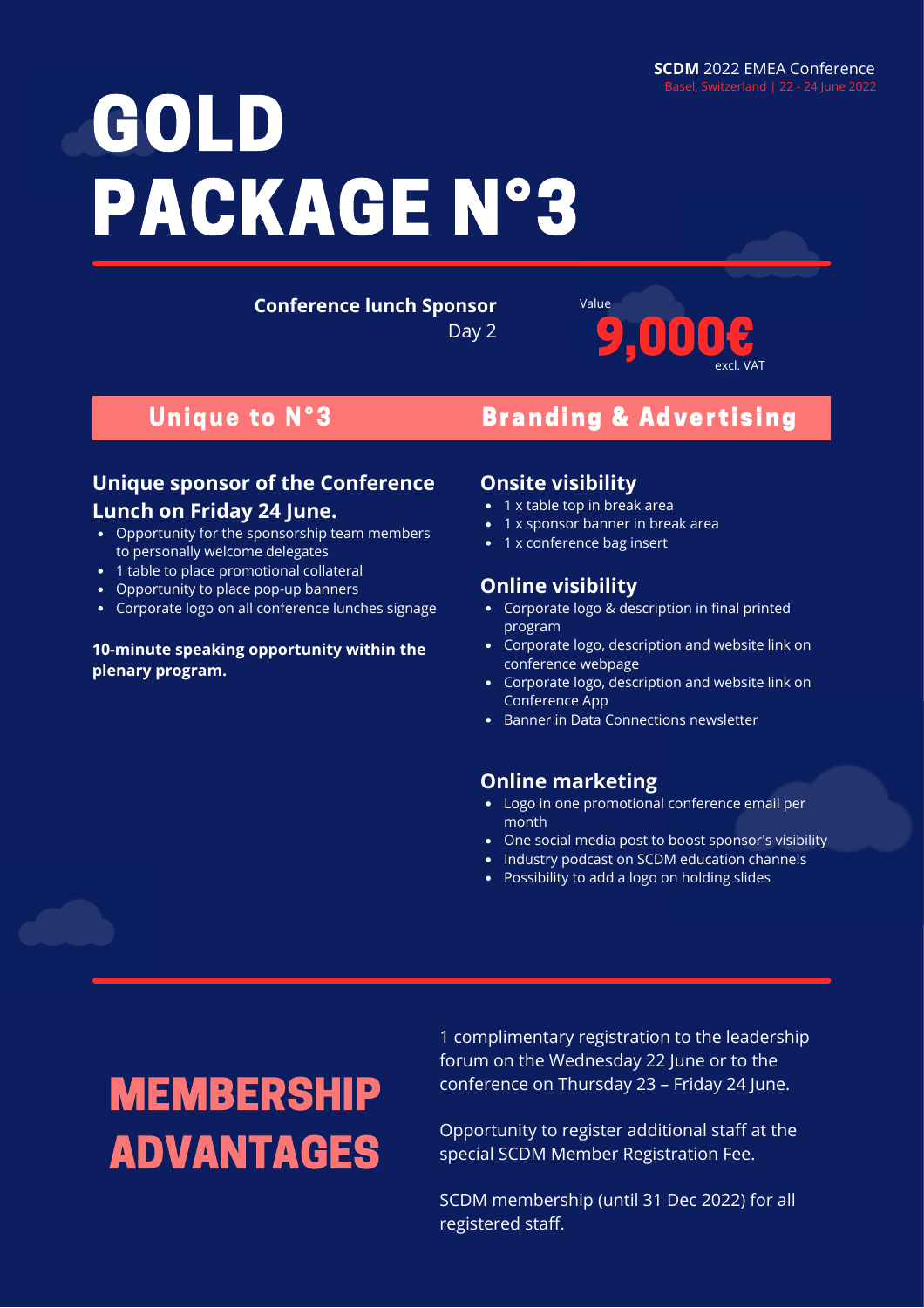**SCDM** 2022 EMEA Conference
Basel, Switzerland | 22 - 24 June 2022

# GOLD PACKAGE N°3

**Conference lunch Sponsor**
Day 2

Value **9,000€** excl. VAT

## Unique to N°3

### Unique sponsor of the Conference Lunch on Friday 24 June.

- Opportunity for the sponsorship team members to personally welcome delegates
- 1 table to place promotional collateral
- Opportunity to place pop-up banners
- Corporate logo on all conference lunches signage

**10-minute speaking opportunity within the plenary program.**

## Branding & Advertising

### Onsite visibility

- 1 x table top in break area
- 1 x sponsor banner in break area
- 1 x conference bag insert

### Online visibility

- Corporate logo & description in final printed program
- Corporate logo, description and website link on conference webpage
- Corporate logo, description and website link on Conference App
- Banner in Data Connections newsletter

### Online marketing

- Logo in one promotional conference email per month
- One social media post to boost sponsor's visibility
- Industry podcast on SCDM education channels
- Possibility to add a logo on holding slides

## MEMBERSHIP ADVANTAGES

1 complimentary registration to the leadership forum on the Wednesday 22 June or to the conference on Thursday 23 – Friday 24 June.

Opportunity to register additional staff at the special SCDM Member Registration Fee.

SCDM membership (until 31 Dec 2022) for all registered staff.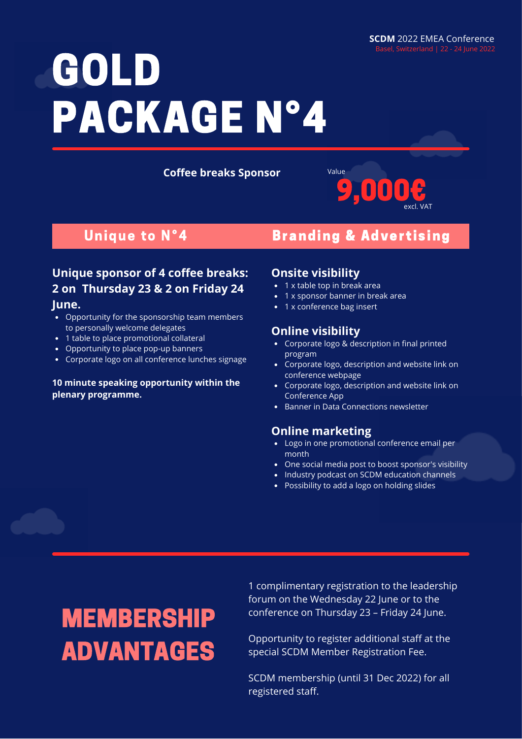# GOLD PACKAGE N°4

**Coffee breaks Sponsor**

Value **9,000€** excl. VAT

## Unique to N°4

### Unique sponsor of 4 coffee breaks: 2 on Thursday 23 & 2 on Friday 24 June.

- Opportunity for the sponsorship team members to personally welcome delegates
- 1 table to place promotional collateral
- Opportunity to place pop-up banners
- Corporate logo on all conference lunches signage

**10 minute speaking opportunity within the plenary programme.**

## Branding & Advertising

### Onsite visibility

- 1 x table top in break area
- 1 x sponsor banner in break area
- 1 x conference bag insert

### Online visibility

- Corporate logo & description in final printed program
- Corporate logo, description and website link on conference webpage
- Corporate logo, description and website link on Conference App
- Banner in Data Connections newsletter

### Online marketing

- Logo in one promotional conference email per month
- One social media post to boost sponsor's visibility
- Industry podcast on SCDM education channels
- Possibility to add a logo on holding slides

## MEMBERSHIP ADVANTAGES

1 complimentary registration to the leadership forum on the Wednesday 22 June or to the conference on Thursday 23 – Friday 24 June.

Opportunity to register additional staff at the special SCDM Member Registration Fee.

SCDM membership (until 31 Dec 2022) for all registered staff.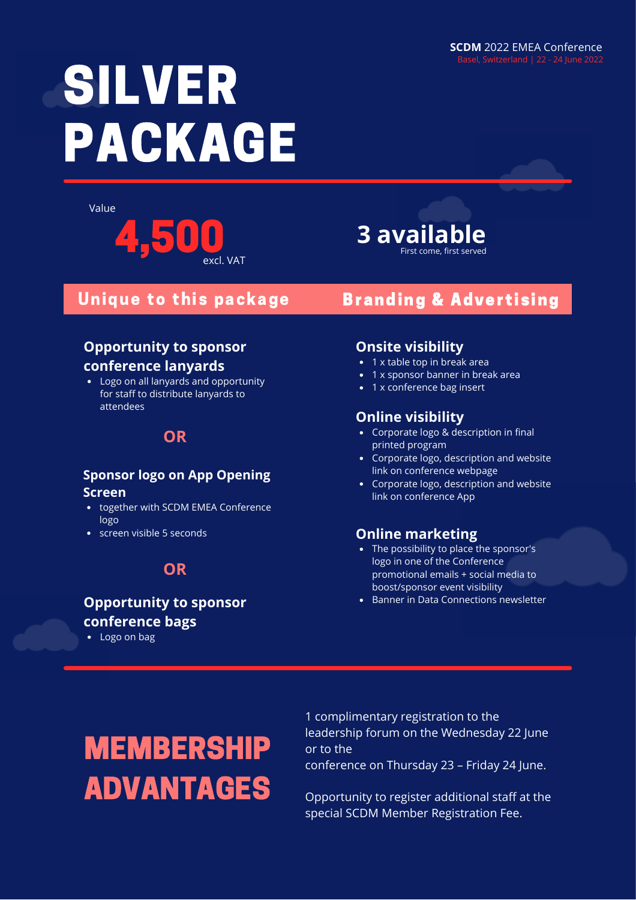SCDM 2022 EMEA Conference
Basel, Switzerland | 22 - 24 June 2022

# SILVER PACKAGE

Value
**4,500** excl. VAT

**3 available**
First come, first served

## Unique to this package

### Opportunity to sponsor conference lanyards

- Logo on all lanyards and opportunity for staff to distribute lanyards to attendees

**OR**

### Sponsor logo on App Opening Screen

- together with SCDM EMEA Conference logo
- screen visible 5 seconds

**OR**

### Opportunity to sponsor conference bags

- Logo on bag

## Branding & Advertising

### Onsite visibility

- 1 x table top in break area
- 1 x sponsor banner in break area
- 1 x conference bag insert

### Online visibility

- Corporate logo & description in final printed program
- Corporate logo, description and website link on conference webpage
- Corporate logo, description and website link on conference App

### Online marketing

- The possibility to place the sponsor's logo in one of the Conference promotional emails + social media to boost/sponsor event visibility
- Banner in Data Connections newsletter

## MEMBERSHIP ADVANTAGES

1 complimentary registration to the leadership forum on the Wednesday 22 June or to the conference on Thursday 23 – Friday 24 June.

Opportunity to register additional staff at the special SCDM Member Registration Fee.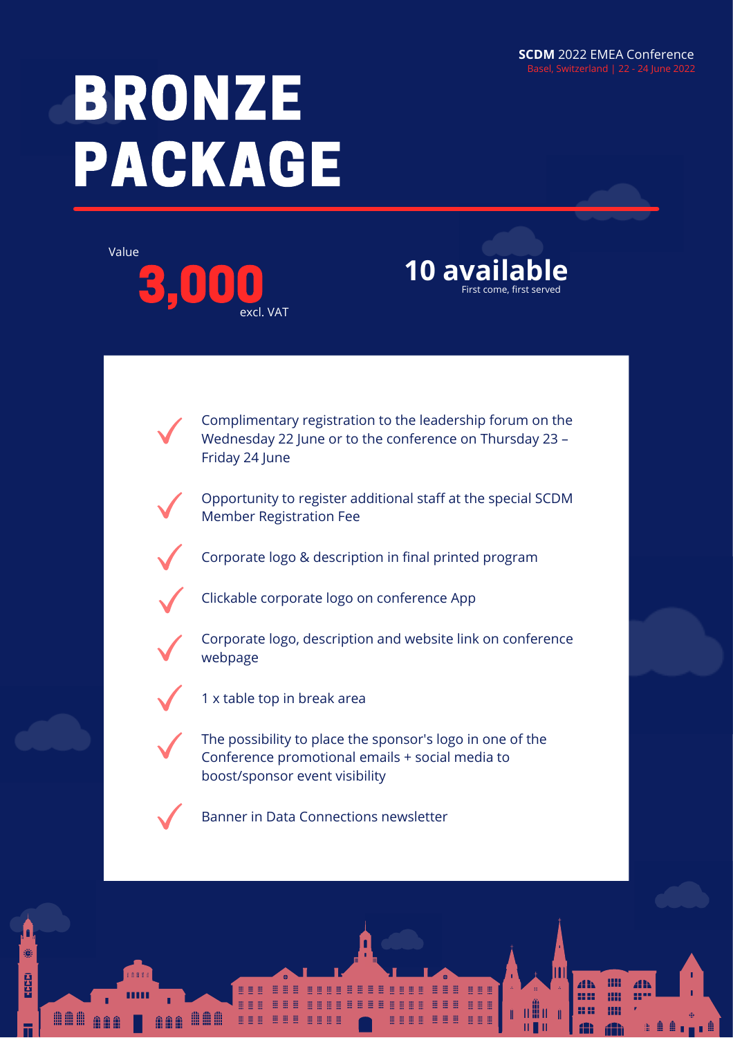**SCDM** 2022 EMEA Conference
Basel, Switzerland | 22 - 24 June 2022

# BRONZE PACKAGE

Value
**3,000**
excl. VAT

**10 available**
First come, first served

- Complimentary registration to the leadership forum on the Wednesday 22 June or to the conference on Thursday 23 – Friday 24 June
- Opportunity to register additional staff at the special SCDM Member Registration Fee
- Corporate logo & description in final printed program
- Clickable corporate logo on conference App
- Corporate logo, description and website link on conference webpage
- 1 x table top in break area
- The possibility to place the sponsor's logo in one of the Conference promotional emails + social media to boost/sponsor event visibility
- Banner in Data Connections newsletter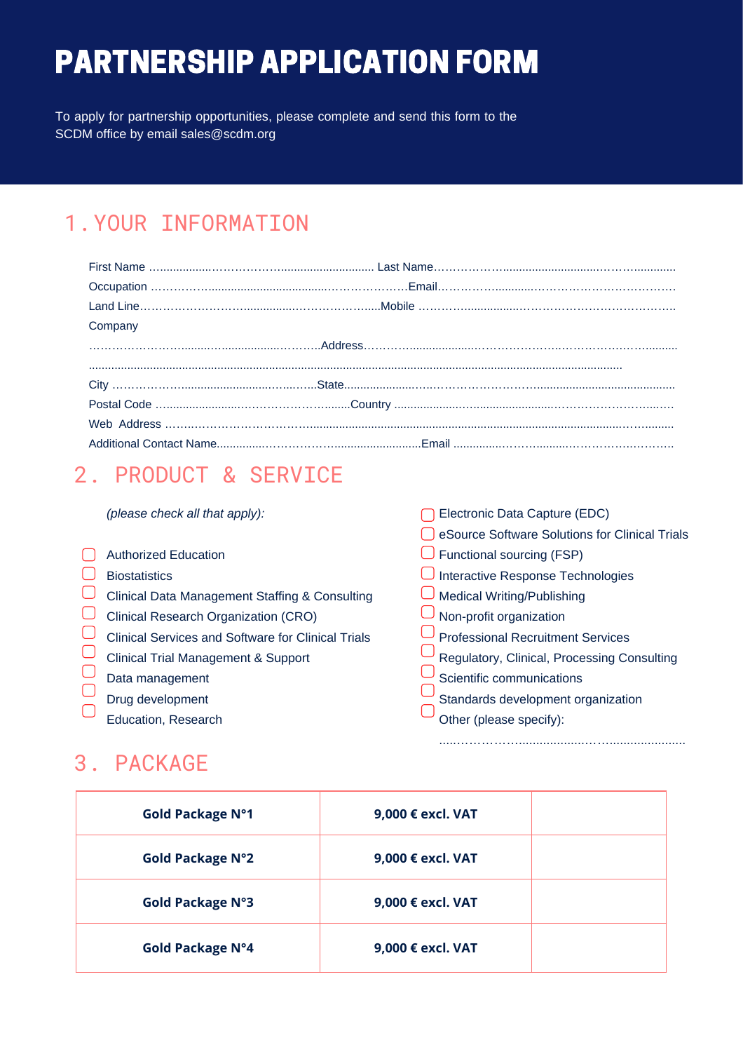# PARTNERSHIP APPLICATION FORM

To apply for partnership opportunities, please complete and send this form to the SCDM office by email sales@scdm.org

## 1. YOUR INFORMATION

First Name ……………………………………… Last Name………………………………………

Occupation ………………………………………Email………………………………………

Land Line………………………………………Mobile ………………………………………

Company

………………………………………Address………………………………………

………………………………………

City ………………………………………State………………………………………

Postal Code ………………………………………Country ………………………………………

Web Address ………………………………………

Additional Contact Name………………………………………Email ………………………………………

## 2. PRODUCT & SERVICE

*(please check all that apply):*

- ☐ Authorized Education
- ☐ Biostatistics
- ☐ Clinical Data Management Staffing & Consulting
- ☐ Clinical Research Organization (CRO)
- ☐ Clinical Services and Software for Clinical Trials
- ☐ Clinical Trial Management & Support
- ☐ Data management
- ☐ Drug development
- ☐ Education, Research
- ☐ Electronic Data Capture (EDC)
- ☐ eSource Software Solutions for Clinical Trials
- ☐ Functional sourcing (FSP)
- ☐ Interactive Response Technologies
- ☐ Medical Writing/Publishing
- ☐ Non-profit organization
- ☐ Professional Recruitment Services
- ☐ Regulatory, Clinical, Processing Consulting
- ☐ Scientific communications
- ☐ Standards development organization
- ☐ Other (please specify): ………………………………………

## 3. PACKAGE

| | | |
|---|---|---|
| **Gold Package N°1** | **9,000 € excl. VAT** | |
| **Gold Package N°2** | **9,000 € excl. VAT** | |
| **Gold Package N°3** | **9,000 € excl. VAT** | |
| **Gold Package N°4** | **9,000 € excl. VAT** | |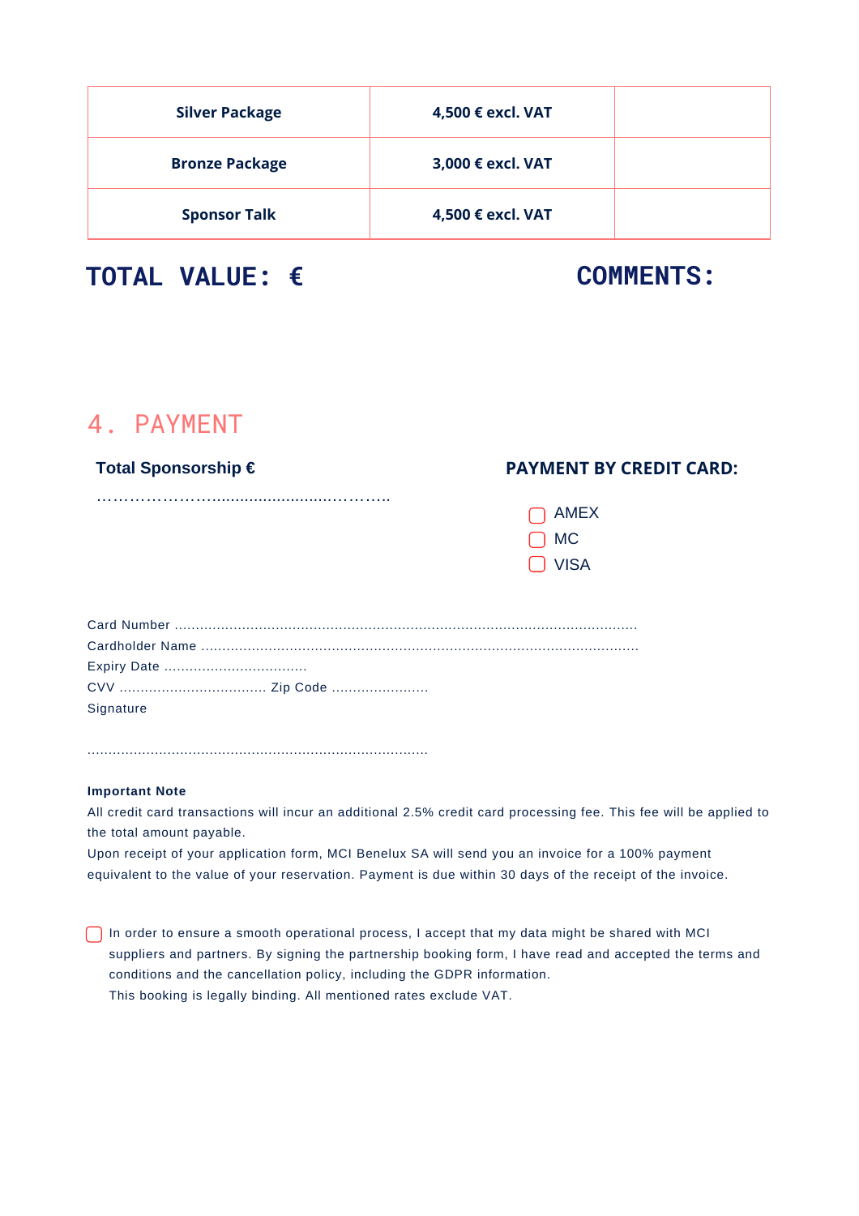| Silver Package | 4,500 € excl. VAT | |
|---|---|---|
| Bronze Package | 3,000 € excl. VAT | |
| Sponsor Talk | 4,500 € excl. VAT | |

**TOTAL VALUE: €**

**COMMENTS:**

## 4. PAYMENT

**Total Sponsorship €**

………………….....................….……..

**PAYMENT BY CREDIT CARD:**

- ☐ AMEX
- ☐ MC
- ☐ VISA

Card Number ............................................................................................................
Cardholder Name ......................................................................................................
Expiry Date .................................
CVV .................................. Zip Code .......................
Signature

...............................................................................

**Important Note**

All credit card transactions will incur an additional 2.5% credit card processing fee. This fee will be applied to the total amount payable.
Upon receipt of your application form, MCI Benelux SA will send you an invoice for a 100% payment equivalent to the value of your reservation. Payment is due within 30 days of the receipt of the invoice.

☐ In order to ensure a smooth operational process, I accept that my data might be shared with MCI suppliers and partners. By signing the partnership booking form, I have read and accepted the terms and conditions and the cancellation policy, including the GDPR information.
This booking is legally binding. All mentioned rates exclude VAT.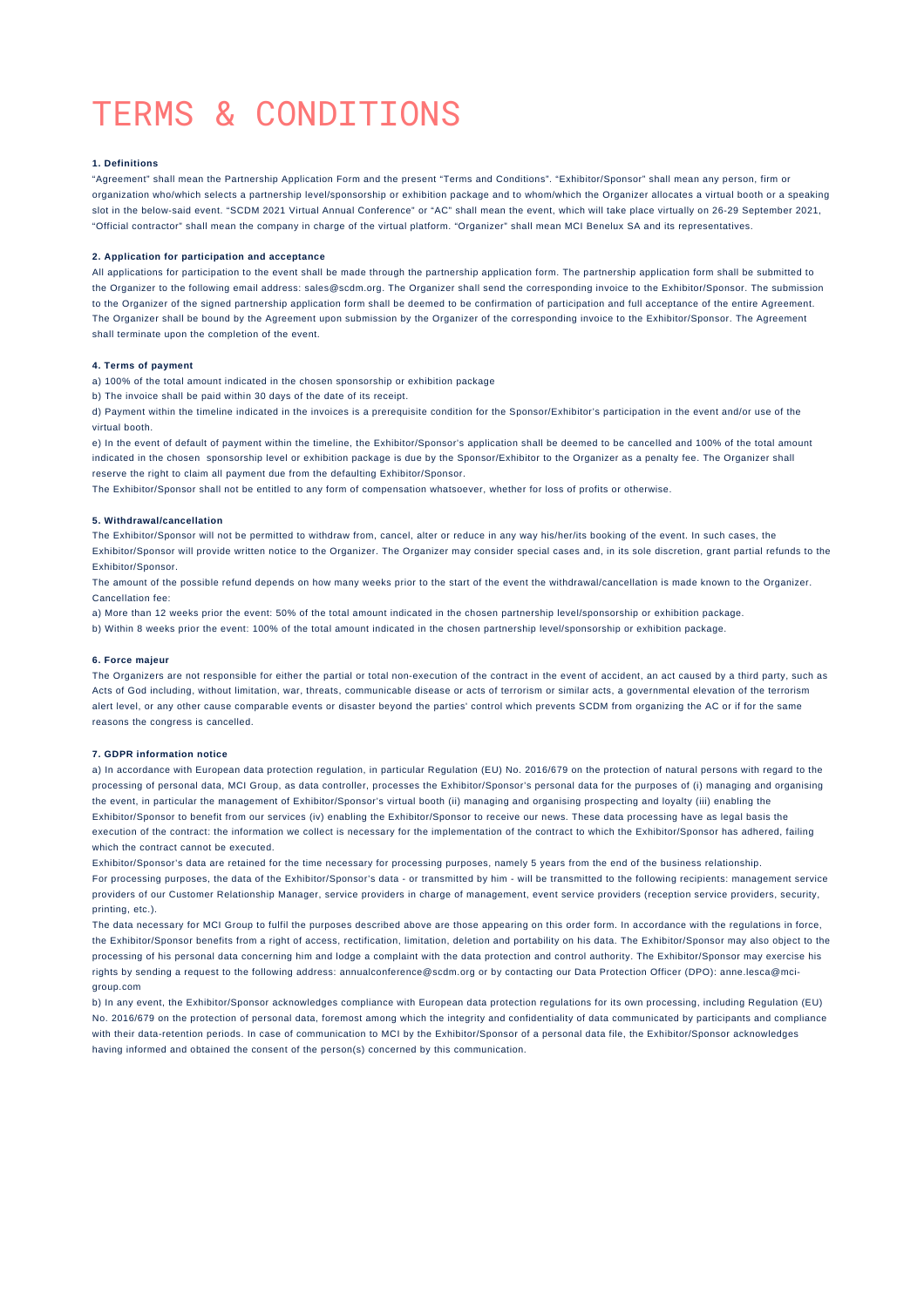# TERMS & CONDITIONS

**1. Definitions**

"Agreement" shall mean the Partnership Application Form and the present "Terms and Conditions". "Exhibitor/Sponsor" shall mean any person, firm or organization who/which selects a partnership level/sponsorship or exhibition package and to whom/which the Organizer allocates a virtual booth or a speaking slot in the below-said event. "SCDM 2021 Virtual Annual Conference" or "AC" shall mean the event, which will take place virtually on 26-29 September 2021, "Official contractor" shall mean the company in charge of the virtual platform. "Organizer" shall mean MCI Benelux SA and its representatives.

**2. Application for participation and acceptance**

All applications for participation to the event shall be made through the partnership application form. The partnership application form shall be submitted to the Organizer to the following email address: sales@scdm.org. The Organizer shall send the corresponding invoice to the Exhibitor/Sponsor. The submission to the Organizer of the signed partnership application form shall be deemed to be confirmation of participation and full acceptance of the entire Agreement. The Organizer shall be bound by the Agreement upon submission by the Organizer of the corresponding invoice to the Exhibitor/Sponsor. The Agreement shall terminate upon the completion of the event.

**4. Terms of payment**

a) 100% of the total amount indicated in the chosen sponsorship or exhibition package

b) The invoice shall be paid within 30 days of the date of its receipt.

d) Payment within the timeline indicated in the invoices is a prerequisite condition for the Sponsor/Exhibitor's participation in the event and/or use of the virtual booth.

e) In the event of default of payment within the timeline, the Exhibitor/Sponsor's application shall be deemed to be cancelled and 100% of the total amount indicated in the chosen sponsorship level or exhibition package is due by the Sponsor/Exhibitor to the Organizer as a penalty fee. The Organizer shall reserve the right to claim all payment due from the defaulting Exhibitor/Sponsor.

The Exhibitor/Sponsor shall not be entitled to any form of compensation whatsoever, whether for loss of profits or otherwise.

**5. Withdrawal/cancellation**

The Exhibitor/Sponsor will not be permitted to withdraw from, cancel, alter or reduce in any way his/her/its booking of the event. In such cases, the Exhibitor/Sponsor will provide written notice to the Organizer. The Organizer may consider special cases and, in its sole discretion, grant partial refunds to the Exhibitor/Sponsor.

The amount of the possible refund depends on how many weeks prior to the start of the event the withdrawal/cancellation is made known to the Organizer. Cancellation fee:

a) More than 12 weeks prior the event: 50% of the total amount indicated in the chosen partnership level/sponsorship or exhibition package.

b) Within 8 weeks prior the event: 100% of the total amount indicated in the chosen partnership level/sponsorship or exhibition package.

**6. Force majeur**

The Organizers are not responsible for either the partial or total non-execution of the contract in the event of accident, an act caused by a third party, such as Acts of God including, without limitation, war, threats, communicable disease or acts of terrorism or similar acts, a governmental elevation of the terrorism alert level, or any other cause comparable events or disaster beyond the parties' control which prevents SCDM from organizing the AC or if for the same reasons the congress is cancelled.

**7. GDPR information notice**

a) In accordance with European data protection regulation, in particular Regulation (EU) No. 2016/679 on the protection of natural persons with regard to the processing of personal data, MCI Group, as data controller, processes the Exhibitor/Sponsor's personal data for the purposes of (i) managing and organising the event, in particular the management of Exhibitor/Sponsor's virtual booth (ii) managing and organising prospecting and loyalty (iii) enabling the Exhibitor/Sponsor to benefit from our services (iv) enabling the Exhibitor/Sponsor to receive our news. These data processing have as legal basis the execution of the contract: the information we collect is necessary for the implementation of the contract to which the Exhibitor/Sponsor has adhered, failing which the contract cannot be executed.

Exhibitor/Sponsor's data are retained for the time necessary for processing purposes, namely 5 years from the end of the business relationship.

For processing purposes, the data of the Exhibitor/Sponsor's data - or transmitted by him - will be transmitted to the following recipients: management service providers of our Customer Relationship Manager, service providers in charge of management, event service providers (reception service providers, security, printing, etc.).

The data necessary for MCI Group to fulfil the purposes described above are those appearing on this order form. In accordance with the regulations in force, the Exhibitor/Sponsor benefits from a right of access, rectification, limitation, deletion and portability on his data. The Exhibitor/Sponsor may also object to the processing of his personal data concerning him and lodge a complaint with the data protection and control authority. The Exhibitor/Sponsor may exercise his rights by sending a request to the following address: annualconference@scdm.org or by contacting our Data Protection Officer (DPO): anne.lesca@mci-group.com

b) In any event, the Exhibitor/Sponsor acknowledges compliance with European data protection regulations for its own processing, including Regulation (EU) No. 2016/679 on the protection of personal data, foremost among which the integrity and confidentiality of data communicated by participants and compliance with their data-retention periods. In case of communication to MCI by the Exhibitor/Sponsor of a personal data file, the Exhibitor/Sponsor acknowledges having informed and obtained the consent of the person(s) concerned by this communication.